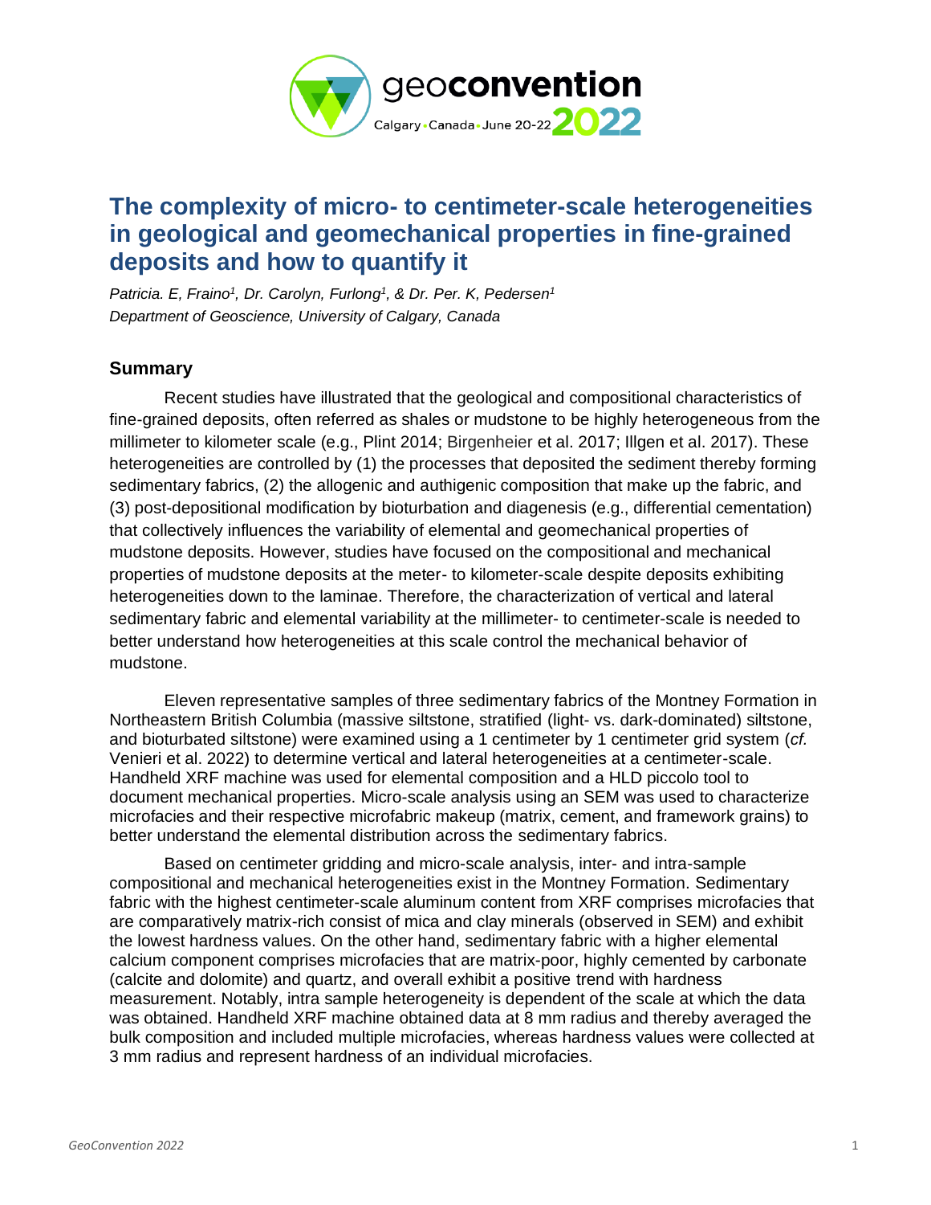# The complexity of micro- to centimeter-scale heterogeneities in geological and geomechanical properties in fine-grained deposits and how to quantify it

*Patricia. E, Fraino[1], Dr. Carolyn, Furlong[1], & Dr. Per. K, Pedersen[1]*
*Department of Geoscience, University of Calgary, Canada*

## Summary

Recent studies have illustrated that the geological and compositional characteristics of fine-grained deposits, often referred as shales or mudstone to be highly heterogeneous from the millimeter to kilometer scale (e.g., Plint 2014; Birgenheier et al. 2017; Illgen et al. 2017). These heterogeneities are controlled by (1) the processes that deposited the sediment thereby forming sedimentary fabrics, (2) the allogenic and authigenic composition that make up the fabric, and (3) post-depositional modification by bioturbation and diagenesis (e.g., differential cementation) that collectively influences the variability of elemental and geomechanical properties of mudstone deposits. However, studies have focused on the compositional and mechanical properties of mudstone deposits at the meter- to kilometer-scale despite deposits exhibiting heterogeneities down to the laminae. Therefore, the characterization of vertical and lateral sedimentary fabric and elemental variability at the millimeter- to centimeter-scale is needed to better understand how heterogeneities at this scale control the mechanical behavior of mudstone.

Eleven representative samples of three sedimentary fabrics of the Montney Formation in Northeastern British Columbia (massive siltstone, stratified (light- vs. dark-dominated) siltstone, and bioturbated siltstone) were examined using a 1 centimeter by 1 centimeter grid system (*cf.* Venieri et al. 2022) to determine vertical and lateral heterogeneities at a centimeter-scale. Handheld XRF machine was used for elemental composition and a HLD piccolo tool to document mechanical properties. Micro-scale analysis using an SEM was used to characterize microfacies and their respective microfabric makeup (matrix, cement, and framework grains) to better understand the elemental distribution across the sedimentary fabrics.

Based on centimeter gridding and micro-scale analysis, inter- and intra-sample compositional and mechanical heterogeneities exist in the Montney Formation. Sedimentary fabric with the highest centimeter-scale aluminum content from XRF comprises microfacies that are comparatively matrix-rich consist of mica and clay minerals (observed in SEM) and exhibit the lowest hardness values. On the other hand, sedimentary fabric with a higher elemental calcium component comprises microfacies that are matrix-poor, highly cemented by carbonate (calcite and dolomite) and quartz, and overall exhibit a positive trend with hardness measurement. Notably, intra sample heterogeneity is dependent of the scale at which the data was obtained. Handheld XRF machine obtained data at 8 mm radius and thereby averaged the bulk composition and included multiple microfacies, whereas hardness values were collected at 3 mm radius and represent hardness of an individual microfacies.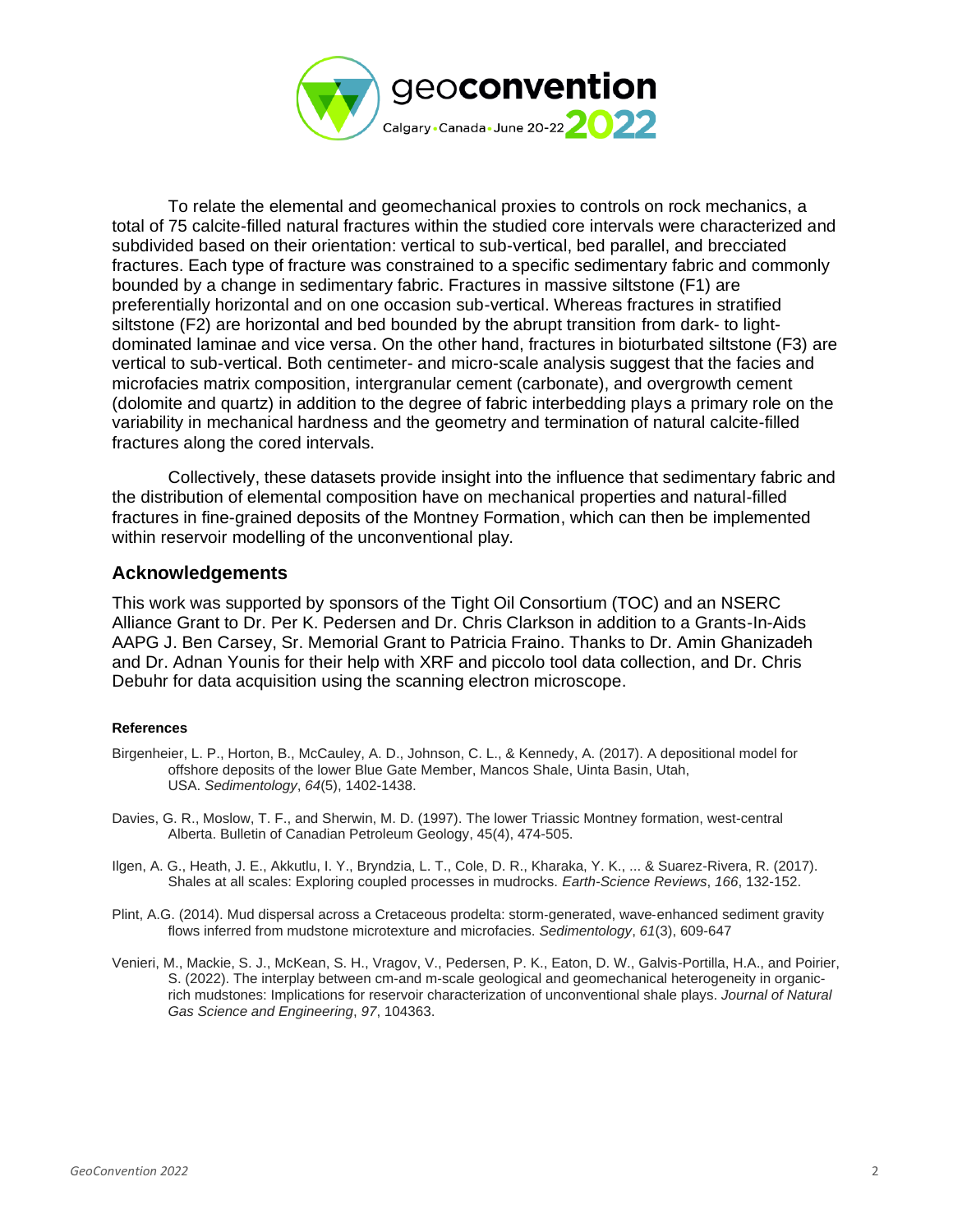To relate the elemental and geomechanical proxies to controls on rock mechanics, a total of 75 calcite-filled natural fractures within the studied core intervals were characterized and subdivided based on their orientation: vertical to sub-vertical, bed parallel, and brecciated fractures. Each type of fracture was constrained to a specific sedimentary fabric and commonly bounded by a change in sedimentary fabric. Fractures in massive siltstone (F1) are preferentially horizontal and on one occasion sub-vertical. Whereas fractures in stratified siltstone (F2) are horizontal and bed bounded by the abrupt transition from dark- to light-dominated laminae and vice versa. On the other hand, fractures in bioturbated siltstone (F3) are vertical to sub-vertical. Both centimeter- and micro-scale analysis suggest that the facies and microfacies matrix composition, intergranular cement (carbonate), and overgrowth cement (dolomite and quartz) in addition to the degree of fabric interbedding plays a primary role on the variability in mechanical hardness and the geometry and termination of natural calcite-filled fractures along the cored intervals.

Collectively, these datasets provide insight into the influence that sedimentary fabric and the distribution of elemental composition have on mechanical properties and natural-filled fractures in fine-grained deposits of the Montney Formation, which can then be implemented within reservoir modelling of the unconventional play.

## Acknowledgements

This work was supported by sponsors of the Tight Oil Consortium (TOC) and an NSERC Alliance Grant to Dr. Per K. Pedersen and Dr. Chris Clarkson in addition to a Grants-In-Aids AAPG J. Ben Carsey, Sr. Memorial Grant to Patricia Fraino. Thanks to Dr. Amin Ghanizadeh and Dr. Adnan Younis for their help with XRF and piccolo tool data collection, and Dr. Chris Debuhr for data acquisition using the scanning electron microscope.

#### References

Birgenheier, L. P., Horton, B., McCauley, A. D., Johnson, C. L., & Kennedy, A. (2017). A depositional model for offshore deposits of the lower Blue Gate Member, Mancos Shale, Uinta Basin, Utah, USA. *Sedimentology*, *64*(5), 1402-1438.

Davies, G. R., Moslow, T. F., and Sherwin, M. D. (1997). The lower Triassic Montney formation, west-central Alberta. Bulletin of Canadian Petroleum Geology, 45(4), 474-505.

Ilgen, A. G., Heath, J. E., Akkutlu, I. Y., Bryndzia, L. T., Cole, D. R., Kharaka, Y. K., ... & Suarez-Rivera, R. (2017). Shales at all scales: Exploring coupled processes in mudrocks. *Earth-Science Reviews*, *166*, 132-152.

Plint, A.G. (2014). Mud dispersal across a Cretaceous prodelta: storm-generated, wave-enhanced sediment gravity flows inferred from mudstone microtexture and microfacies. *Sedimentology*, *61*(3), 609-647

Venieri, M., Mackie, S. J., McKean, S. H., Vragov, V., Pedersen, P. K., Eaton, D. W., Galvis-Portilla, H.A., and Poirier, S. (2022). The interplay between cm-and m-scale geological and geomechanical heterogeneity in organic-rich mudstones: Implications for reservoir characterization of unconventional shale plays. *Journal of Natural Gas Science and Engineering*, *97*, 104363.